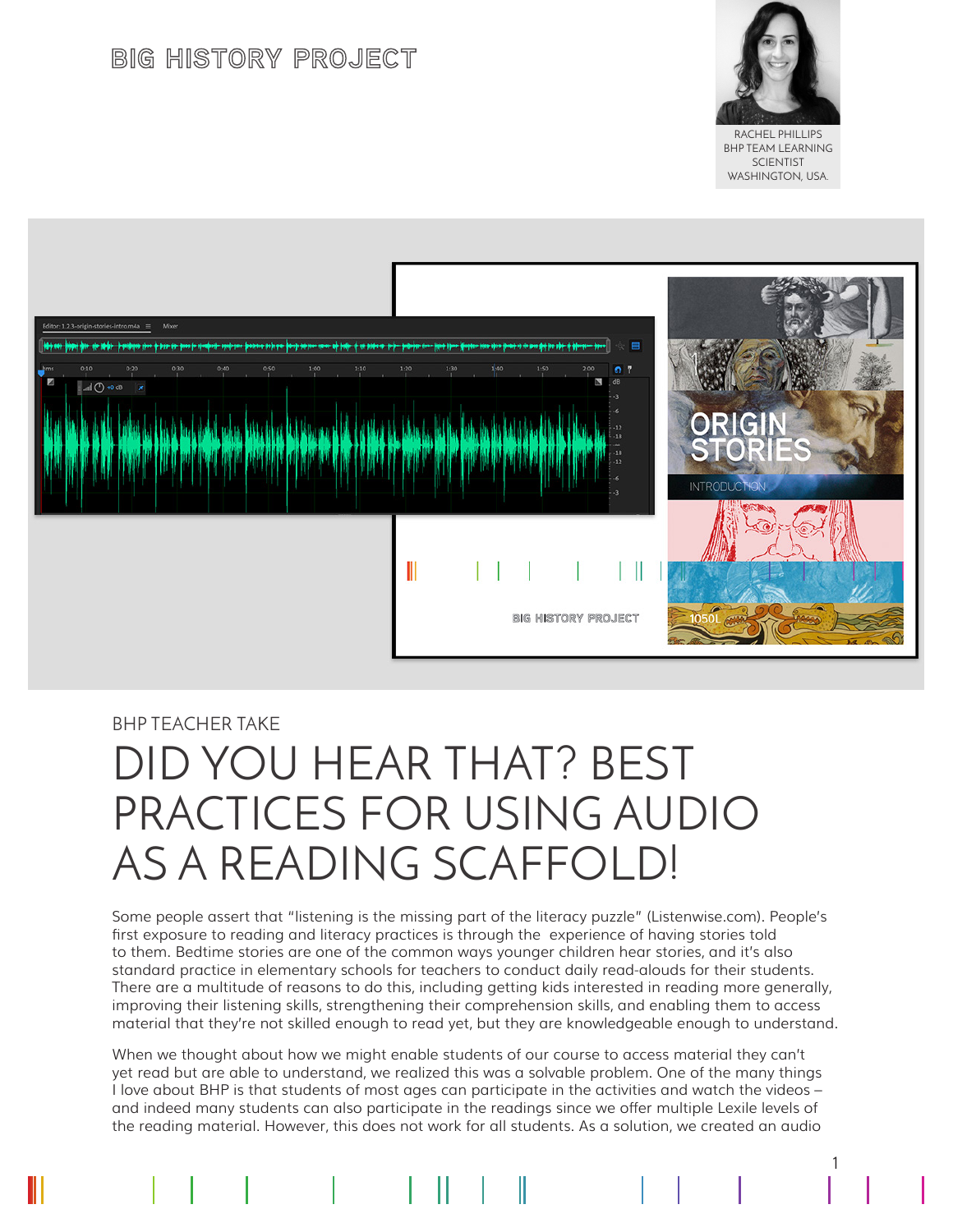BIG HISTORY PROJECT

RACHEL PHILLIPS
BHP TEAM LEARNING SCIENTIST
WASHINGTON, USA.

BHP TEACHER TAKE

# DID YOU HEAR THAT? BEST PRACTICES FOR USING AUDIO AS A READING SCAFFOLD!

Some people assert that "listening is the missing part of the literacy puzzle" (Listenwise.com). People's first exposure to reading and literacy practices is through the experience of having stories told to them. Bedtime stories are one of the common ways younger children hear stories, and it's also standard practice in elementary schools for teachers to conduct daily read-alouds for their students. There are a multitude of reasons to do this, including getting kids interested in reading more generally, improving their listening skills, strengthening their comprehension skills, and enabling them to access material that they're not skilled enough to read yet, but they are knowledgeable enough to understand.

When we thought about how we might enable students of our course to access material they can't yet read but are able to understand, we realized this was a solvable problem. One of the many things I love about BHP is that students of most ages can participate in the activities and watch the videos – and indeed many students can also participate in the readings since we offer multiple Lexile levels of the reading material. However, this does not work for all students. As a solution, we created an audio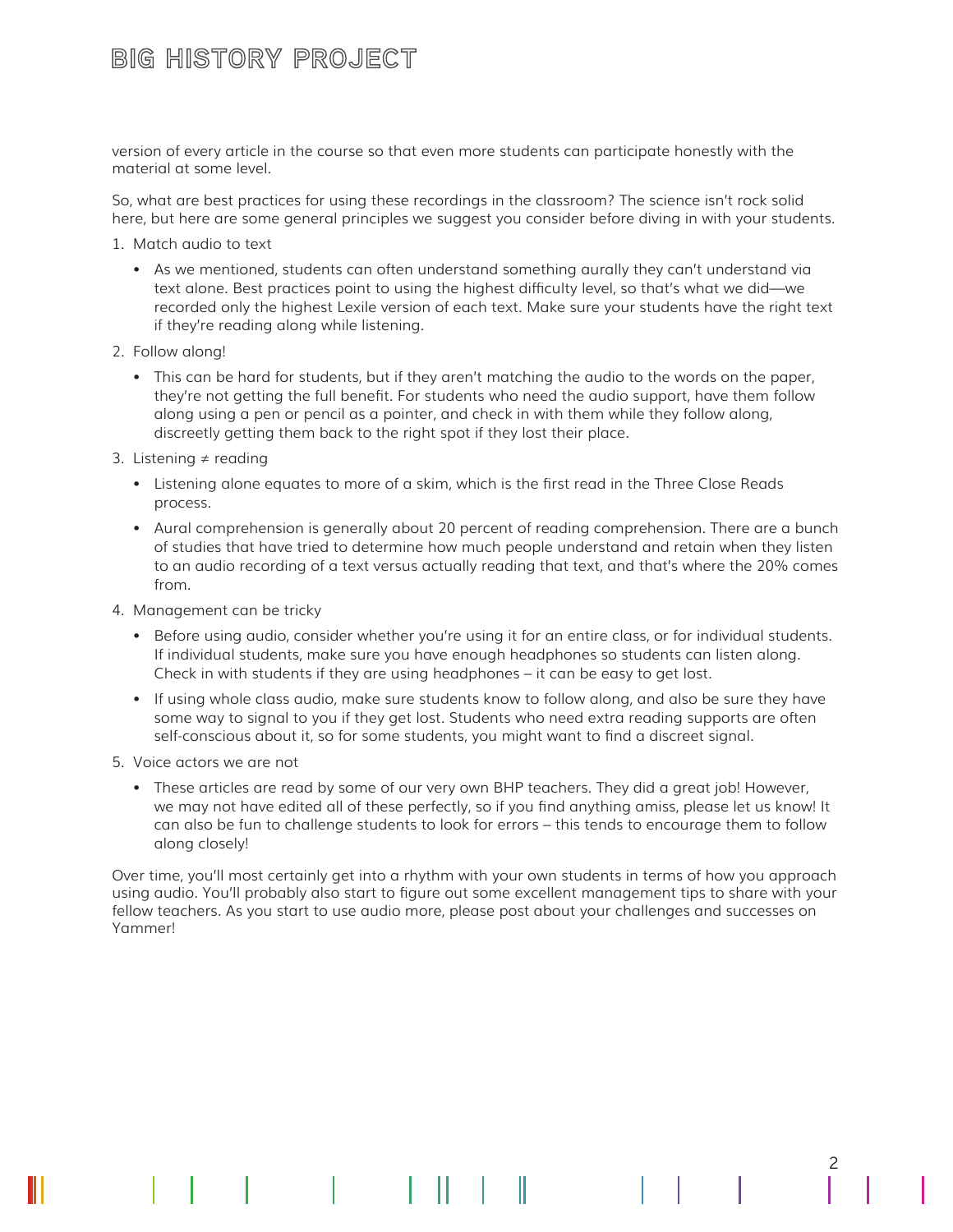version of every article in the course so that even more students can participate honestly with the material at some level.

So, what are best practices for using these recordings in the classroom? The science isn't rock solid here, but here are some general principles we suggest you consider before diving in with your students.

1. Match audio to text
   - As we mentioned, students can often understand something aurally they can't understand via text alone. Best practices point to using the highest difficulty level, so that's what we did—we recorded only the highest Lexile version of each text. Make sure your students have the right text if they're reading along while listening.
2. Follow along!
   - This can be hard for students, but if they aren't matching the audio to the words on the paper, they're not getting the full benefit. For students who need the audio support, have them follow along using a pen or pencil as a pointer, and check in with them while they follow along, discreetly getting them back to the right spot if they lost their place.
3. Listening ≠ reading
   - Listening alone equates to more of a skim, which is the first read in the Three Close Reads process.
   - Aural comprehension is generally about 20 percent of reading comprehension. There are a bunch of studies that have tried to determine how much people understand and retain when they listen to an audio recording of a text versus actually reading that text, and that's where the 20% comes from.
4. Management can be tricky
   - Before using audio, consider whether you're using it for an entire class, or for individual students. If individual students, make sure you have enough headphones so students can listen along. Check in with students if they are using headphones – it can be easy to get lost.
   - If using whole class audio, make sure students know to follow along, and also be sure they have some way to signal to you if they get lost. Students who need extra reading supports are often self-conscious about it, so for some students, you might want to find a discreet signal.
5. Voice actors we are not
   - These articles are read by some of our very own BHP teachers. They did a great job! However, we may not have edited all of these perfectly, so if you find anything amiss, please let us know! It can also be fun to challenge students to look for errors – this tends to encourage them to follow along closely!

Over time, you'll most certainly get into a rhythm with your own students in terms of how you approach using audio. You'll probably also start to figure out some excellent management tips to share with your fellow teachers. As you start to use audio more, please post about your challenges and successes on Yammer!